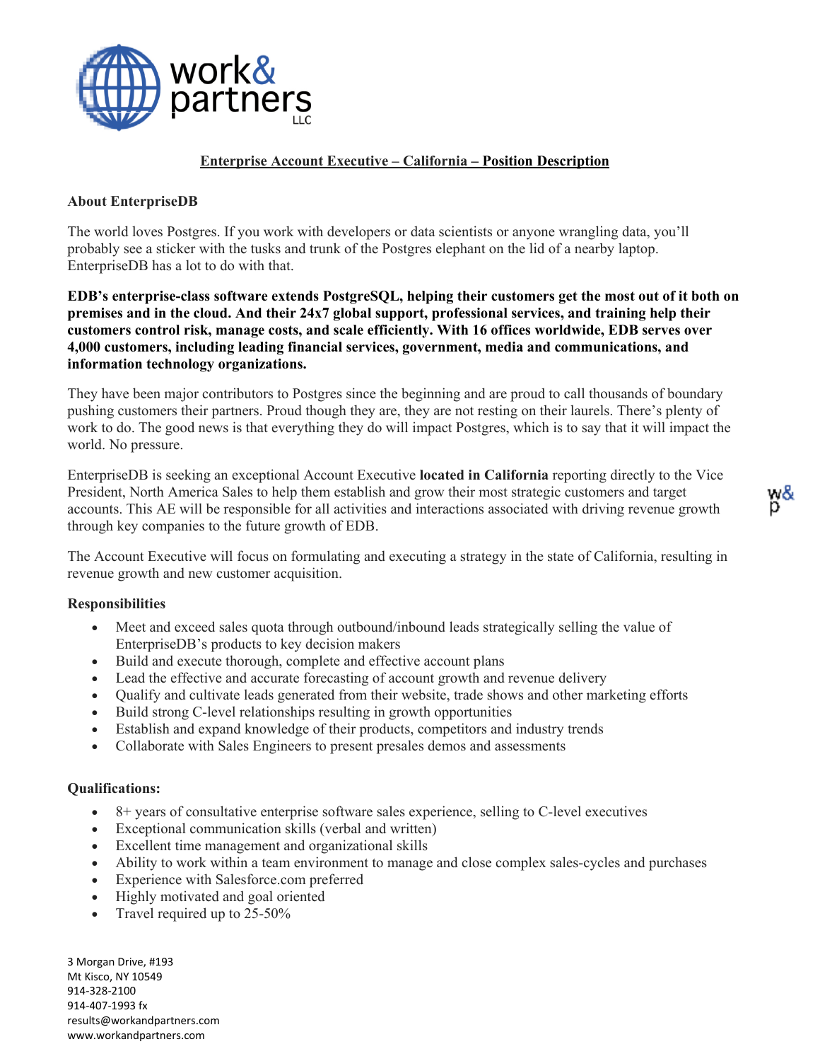## Enterprise Account Executive – California – Position Description

### About EnterpriseDB

The world loves Postgres. If you work with developers or data scientists or anyone wrangling data, you'll probably see a sticker with the tusks and trunk of the Postgres elephant on the lid of a nearby laptop. EnterpriseDB has a lot to do with that.

**EDB's enterprise-class software extends PostgreSQL, helping their customers get the most out of it both on premises and in the cloud. And their 24x7 global support, professional services, and training help their customers control risk, manage costs, and scale efficiently. With 16 offices worldwide, EDB serves over 4,000 customers, including leading financial services, government, media and communications, and information technology organizations.**

They have been major contributors to Postgres since the beginning and are proud to call thousands of boundary pushing customers their partners. Proud though they are, they are not resting on their laurels. There's plenty of work to do. The good news is that everything they do will impact Postgres, which is to say that it will impact the world. No pressure.

EnterpriseDB is seeking an exceptional Account Executive **located in California** reporting directly to the Vice President, North America Sales to help them establish and grow their most strategic customers and target accounts. This AE will be responsible for all activities and interactions associated with driving revenue growth through key companies to the future growth of EDB.

The Account Executive will focus on formulating and executing a strategy in the state of California, resulting in revenue growth and new customer acquisition.

### Responsibilities

- Meet and exceed sales quota through outbound/inbound leads strategically selling the value of EnterpriseDB's products to key decision makers
- Build and execute thorough, complete and effective account plans
- Lead the effective and accurate forecasting of account growth and revenue delivery
- Qualify and cultivate leads generated from their website, trade shows and other marketing efforts
- Build strong C-level relationships resulting in growth opportunities
- Establish and expand knowledge of their products, competitors and industry trends
- Collaborate with Sales Engineers to present presales demos and assessments

### Qualifications:

- 8+ years of consultative enterprise software sales experience, selling to C-level executives
- Exceptional communication skills (verbal and written)
- Excellent time management and organizational skills
- Ability to work within a team environment to manage and close complex sales-cycles and purchases
- Experience with Salesforce.com preferred
- Highly motivated and goal oriented
- Travel required up to 25-50%

3 Morgan Drive, #193
Mt Kisco, NY 10549
914-328-2100
914-407-1993 fx
results@workandpartners.com
www.workandpartners.com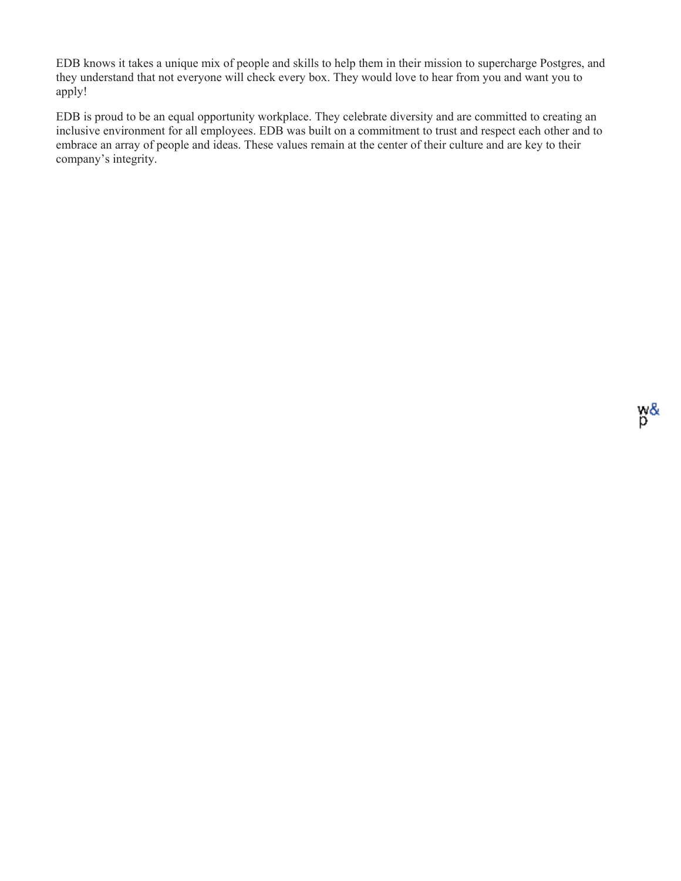EDB knows it takes a unique mix of people and skills to help them in their mission to supercharge Postgres, and they understand that not everyone will check every box. They would love to hear from you and want you to apply!

EDB is proud to be an equal opportunity workplace. They celebrate diversity and are committed to creating an inclusive environment for all employees. EDB was built on a commitment to trust and respect each other and to embrace an array of people and ideas. These values remain at the center of their culture and are key to their company’s integrity.